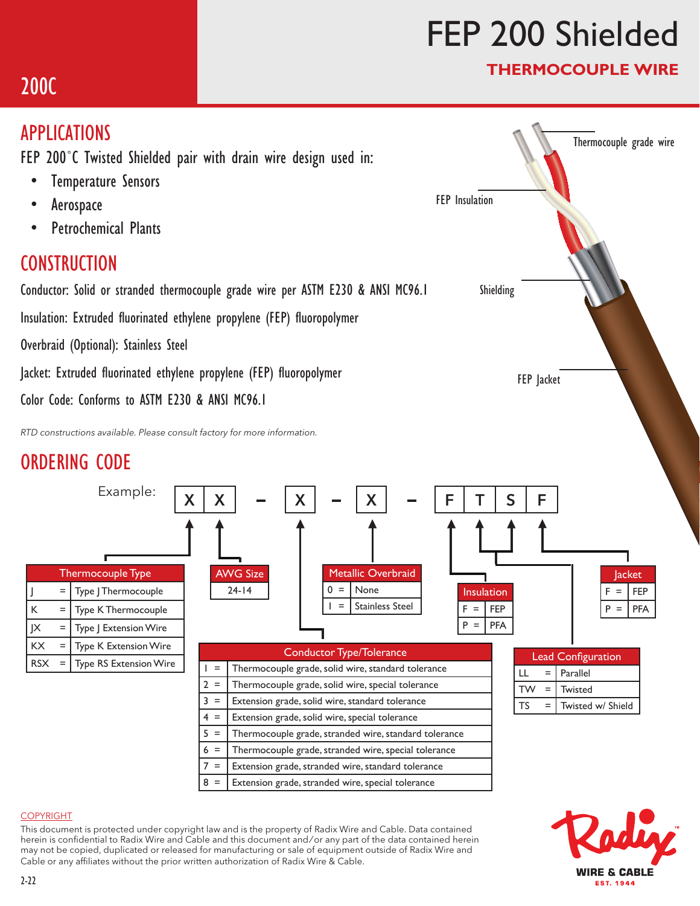200C

# FEP 200 Shielded

## THERMOCOUPLE WIRE

## APPLICATIONS

FEP 200°C Twisted Shielded pair with drain wire design used in:

- Temperature Sensors
- Aerospace
- Petrochemical Plants

## CONSTRUCTION

Conductor: Solid or stranded thermocouple grade wire per ASTM E230 & ANSI MC96.1

Insulation: Extruded fluorinated ethylene propylene (FEP) fluoropolymer

Overbraid (Optional): Stainless Steel

Jacket: Extruded fluorinated ethylene propylene (FEP) fluoropolymer

Color Code: Conforms to ASTM E230 & ANSI MC96.1

*RTD constructions available. Please consult factory for more information.*

Thermocouple grade wire

FEP Insulation

Shielding

FEP Jacket

## ORDERING CODE

Example: X X – X – X – F T S F

| Thermocouple Type | | |
|---|---|---|
| J | = | Type J Thermocouple |
| K | = | Type K Thermocouple |
| JX | = | Type J Extension Wire |
| KX | = | Type K Extension Wire |
| RSX | = | Type RS Extension Wire |

| AWG Size |
|---|
| 24-14 |

| Conductor Type/Tolerance | | |
|---|---|---|
| 1 | = | Thermocouple grade, solid wire, standard tolerance |
| 2 | = | Thermocouple grade, solid wire, special tolerance |
| 3 | = | Extension grade, solid wire, standard tolerance |
| 4 | = | Extension grade, solid wire, special tolerance |
| 5 | = | Thermocouple grade, stranded wire, standard tolerance |
| 6 | = | Thermocouple grade, stranded wire, special tolerance |
| 7 | = | Extension grade, stranded wire, standard tolerance |
| 8 | = | Extension grade, stranded wire, special tolerance |

| Metallic Overbraid | | |
|---|---|---|
| 0 | = | None |
| 1 | = | Stainless Steel |

| Insulation | | |
|---|---|---|
| F | = | FEP |
| P | = | PFA |

| Lead Configuration | | |
|---|---|---|
| LL | = | Parallel |
| TW | = | Twisted |
| TS | = | Twisted w/ Shield |

| Jacket | | |
|---|---|---|
| F | = | FEP |
| P | = | PFA |

COPYRIGHT

This document is protected under copyright law and is the property of Radix Wire and Cable. Data contained herein is confidential to Radix Wire and Cable and this document and/or any part of the data contained herein may not be copied, duplicated or released for manufacturing or sale of equipment outside of Radix Wire and Cable or any affiliates without the prior written authorization of Radix Wire & Cable.

Radix WIRE & CABLE EST. 1944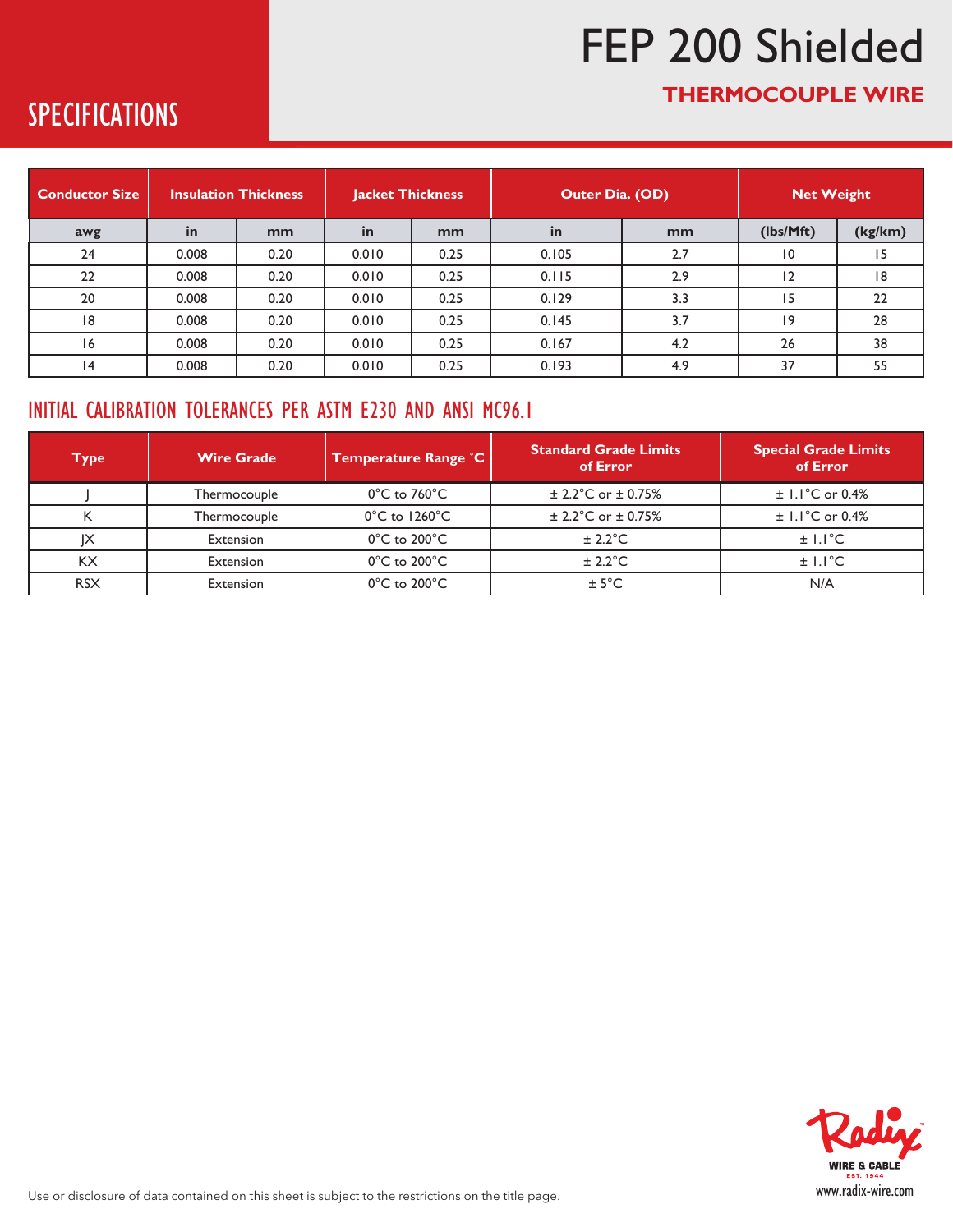# FEP 200 Shielded

## THERMOCOUPLE WIRE

## SPECIFICATIONS

| Conductor Size | Insulation Thickness | | Jacket Thickness | | Outer Dia. (OD) | | Net Weight | |
|---|---|---|---|---|---|---|---|---|
| awg | in | mm | in | mm | in | mm | (lbs/Mft) | (kg/km) |
| 24 | 0.008 | 0.20 | 0.010 | 0.25 | 0.105 | 2.7 | 10 | 15 |
| 22 | 0.008 | 0.20 | 0.010 | 0.25 | 0.115 | 2.9 | 12 | 18 |
| 20 | 0.008 | 0.20 | 0.010 | 0.25 | 0.129 | 3.3 | 15 | 22 |
| 18 | 0.008 | 0.20 | 0.010 | 0.25 | 0.145 | 3.7 | 19 | 28 |
| 16 | 0.008 | 0.20 | 0.010 | 0.25 | 0.167 | 4.2 | 26 | 38 |
| 14 | 0.008 | 0.20 | 0.010 | 0.25 | 0.193 | 4.9 | 37 | 55 |

## INITIAL CALIBRATION TOLERANCES PER ASTM E230 AND ANSI MC96.1

| Type | Wire Grade | Temperature Range °C | Standard Grade Limits of Error | Special Grade Limits of Error |
|---|---|---|---|---|
| J | Thermocouple | 0°C to 760°C | ± 2.2°C or ± 0.75% | ± 1.1°C or 0.4% |
| K | Thermocouple | 0°C to 1260°C | ± 2.2°C or ± 0.75% | ± 1.1°C or 0.4% |
| JX | Extension | 0°C to 200°C | ± 2.2°C | ± 1.1°C |
| KX | Extension | 0°C to 200°C | ± 2.2°C | ± 1.1°C |
| RSX | Extension | 0°C to 200°C | ± 5°C | N/A |

Use or disclosure of data contained on this sheet is subject to the restrictions on the title page.

Radix WIRE & CABLE EST. 1944

www.radix-wire.com